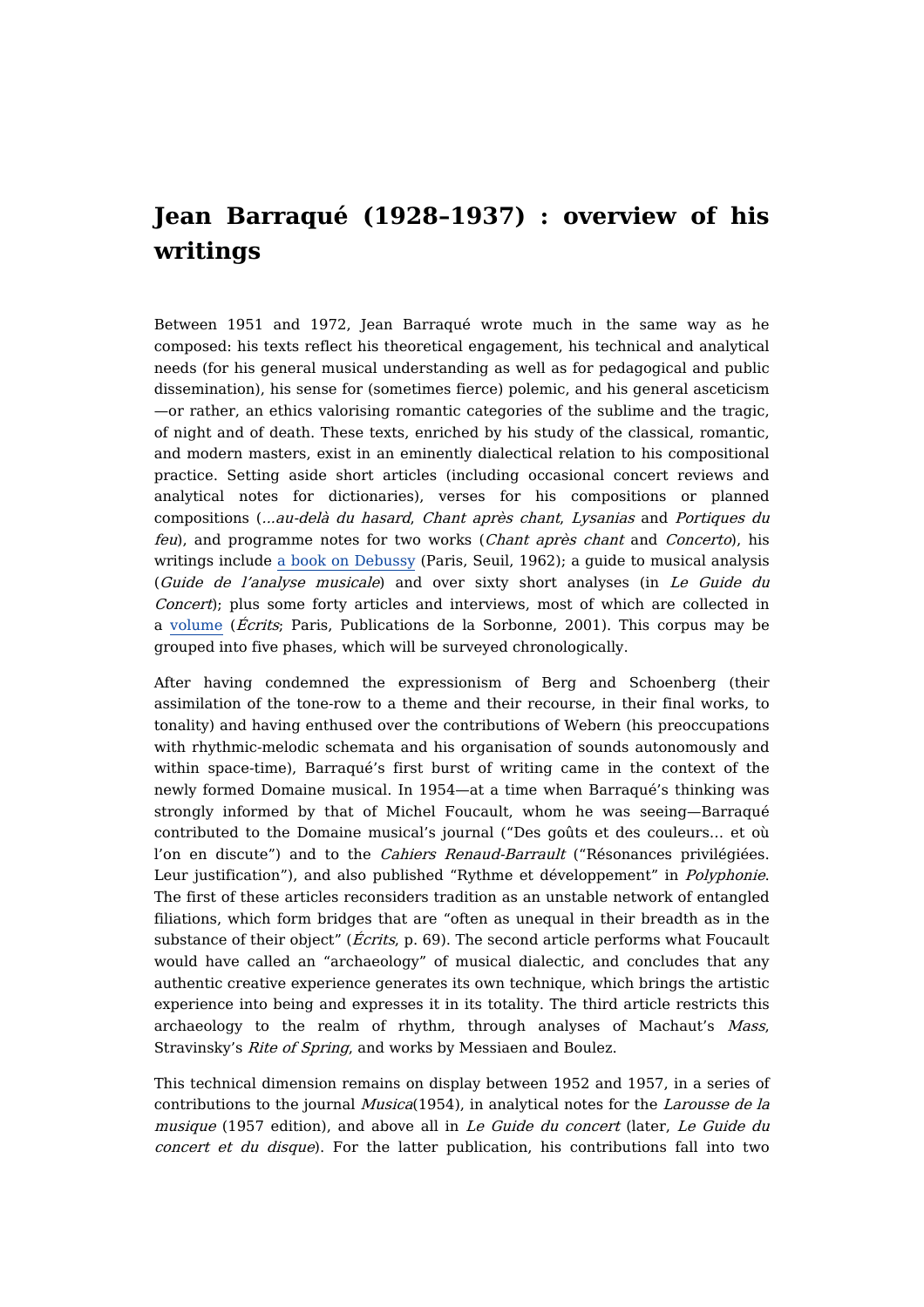# Jean Barraqué (1928–1937) : overview of his writings

Between 1951 and 1972, Jean Barraqué wrote much in the same way as he composed: his texts reflect his theoretical engagement, his technical and analytical needs (for his general musical understanding as well as for pedagogical and public dissemination), his sense for (sometimes fierce) polemic, and his general asceticism—or rather, an ethics valorising romantic categories of the sublime and the tragic, of night and of death. These texts, enriched by his study of the classical, romantic, and modern masters, exist in an eminently dialectical relation to his compositional practice. Setting aside short articles (including occasional concert reviews and analytical notes for dictionaries), verses for his compositions or planned compositions (*...au-delà du hasard*, *Chant après chant*, *Lysanias* and *Portiques du feu*), and programme notes for two works (*Chant après chant* and *Concerto*), his writings include a book on Debussy (Paris, Seuil, 1962); a guide to musical analysis (*Guide de l'analyse musicale*) and over sixty short analyses (in *Le Guide du Concert*); plus some forty articles and interviews, most of which are collected in a volume (*Écrits*; Paris, Publications de la Sorbonne, 2001). This corpus may be grouped into five phases, which will be surveyed chronologically.

After having condemned the expressionism of Berg and Schoenberg (their assimilation of the tone-row to a theme and their recourse, in their final works, to tonality) and having enthused over the contributions of Webern (his preoccupations with rhythmic-melodic schemata and his organisation of sounds autonomously and within space-time), Barraqué's first burst of writing came in the context of the newly formed Domaine musical. In 1954—at a time when Barraqué's thinking was strongly informed by that of Michel Foucault, whom he was seeing—Barraqué contributed to the Domaine musical's journal ("Des goûts et des couleurs… et où l'on en discute") and to the *Cahiers Renaud-Barrault* ("Résonances privilégiées. Leur justification"), and also published "Rythme et développement" in *Polyphonie*. The first of these articles reconsiders tradition as an unstable network of entangled filiations, which form bridges that are "often as unequal in their breadth as in the substance of their object" (*Écrits*, p. 69). The second article performs what Foucault would have called an "archaeology" of musical dialectic, and concludes that any authentic creative experience generates its own technique, which brings the artistic experience into being and expresses it in its totality. The third article restricts this archaeology to the realm of rhythm, through analyses of Machaut's *Mass*, Stravinsky's *Rite of Spring*, and works by Messiaen and Boulez.

This technical dimension remains on display between 1952 and 1957, in a series of contributions to the journal *Musica*(1954), in analytical notes for the *Larousse de la musique* (1957 edition), and above all in *Le Guide du concert* (later, *Le Guide du concert et du disque*). For the latter publication, his contributions fall into two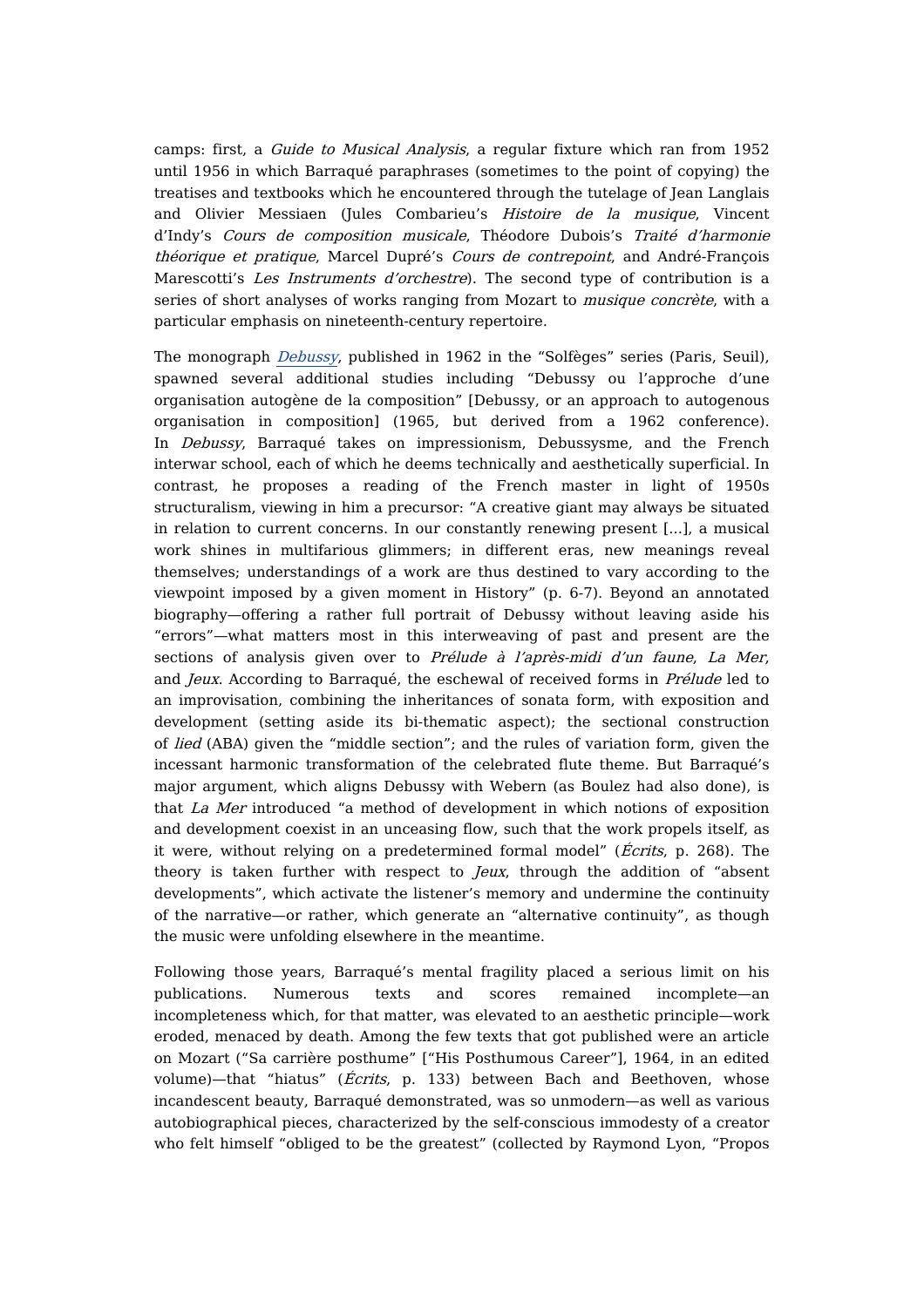camps: first, a *Guide to Musical Analysis*, a regular fixture which ran from 1952 until 1956 in which Barraqué paraphrases (sometimes to the point of copying) the treatises and textbooks which he encountered through the tutelage of Jean Langlais and Olivier Messiaen (Jules Combarieu's *Histoire de la musique*, Vincent d'Indy's *Cours de composition musicale*, Théodore Dubois's *Traité d'harmonie théorique et pratique*, Marcel Dupré's *Cours de contrepoint*, and André-François Marescotti's *Les Instruments d'orchestre*). The second type of contribution is a series of short analyses of works ranging from Mozart to *musique concrète*, with a particular emphasis on nineteenth-century repertoire.

The monograph *Debussy*, published in 1962 in the "Solfèges" series (Paris, Seuil), spawned several additional studies including "Debussy ou l'approche d'une organisation autogène de la composition" [Debussy, or an approach to autogenous organisation in composition] (1965, but derived from a 1962 conference). In *Debussy*, Barraqué takes on impressionism, Debussysme, and the French interwar school, each of which he deems technically and aesthetically superficial. In contrast, he proposes a reading of the French master in light of 1950s structuralism, viewing in him a precursor: "A creative giant may always be situated in relation to current concerns. In our constantly renewing present [...], a musical work shines in multifarious glimmers; in different eras, new meanings reveal themselves; understandings of a work are thus destined to vary according to the viewpoint imposed by a given moment in History" (p. 6-7). Beyond an annotated biography—offering a rather full portrait of Debussy without leaving aside his "errors"—what matters most in this interweaving of past and present are the sections of analysis given over to *Prélude à l'après-midi d'un faune*, *La Mer*, and *Jeux*. According to Barraqué, the eschewal of received forms in *Prélude* led to an improvisation, combining the inheritances of sonata form, with exposition and development (setting aside its bi-thematic aspect); the sectional construction of *lied* (ABA) given the "middle section"; and the rules of variation form, given the incessant harmonic transformation of the celebrated flute theme. But Barraqué's major argument, which aligns Debussy with Webern (as Boulez had also done), is that *La Mer* introduced "a method of development in which notions of exposition and development coexist in an unceasing flow, such that the work propels itself, as it were, without relying on a predetermined formal model" (*Écrits*, p. 268). The theory is taken further with respect to *Jeux*, through the addition of "absent developments", which activate the listener's memory and undermine the continuity of the narrative—or rather, which generate an "alternative continuity", as though the music were unfolding elsewhere in the meantime.

Following those years, Barraqué's mental fragility placed a serious limit on his publications. Numerous texts and scores remained incomplete—an incompleteness which, for that matter, was elevated to an aesthetic principle—work eroded, menaced by death. Among the few texts that got published were an article on Mozart ("Sa carrière posthume" ["His Posthumous Career"], 1964, in an edited volume)—that "hiatus" (*Écrits*, p. 133) between Bach and Beethoven, whose incandescent beauty, Barraqué demonstrated, was so unmodern—as well as various autobiographical pieces, characterized by the self-conscious immodesty of a creator who felt himself "obliged to be the greatest" (collected by Raymond Lyon, "Propos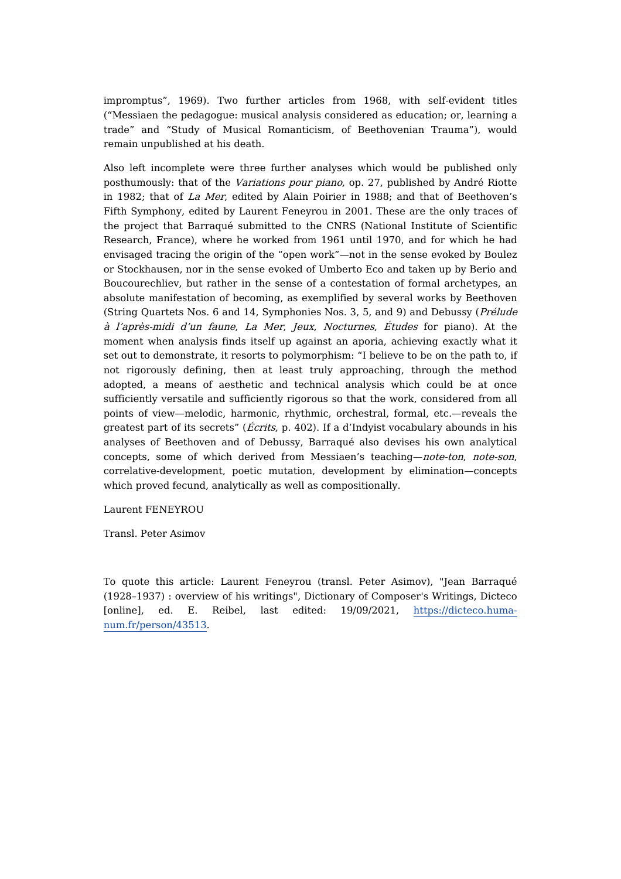impromptus", 1969). Two further articles from 1968, with self-evident titles ("Messiaen the pedagogue: musical analysis considered as education; or, learning a trade" and "Study of Musical Romanticism, of Beethovenian Trauma"), would remain unpublished at his death.

Also left incomplete were three further analyses which would be published only posthumously: that of the *Variations pour piano*, op. 27, published by André Riotte in 1982; that of *La Mer*, edited by Alain Poirier in 1988; and that of Beethoven's Fifth Symphony, edited by Laurent Feneyrou in 2001. These are the only traces of the project that Barraqué submitted to the CNRS (National Institute of Scientific Research, France), where he worked from 1961 until 1970, and for which he had envisaged tracing the origin of the "open work"—not in the sense evoked by Boulez or Stockhausen, nor in the sense evoked of Umberto Eco and taken up by Berio and Boucourechliev, but rather in the sense of a contestation of formal archetypes, an absolute manifestation of becoming, as exemplified by several works by Beethoven (String Quartets Nos. 6 and 14, Symphonies Nos. 3, 5, and 9) and Debussy (*Prélude à l'après-midi d'un faune*, *La Mer*, *Jeux*, *Nocturnes*, *Études* for piano). At the moment when analysis finds itself up against an aporia, achieving exactly what it set out to demonstrate, it resorts to polymorphism: "I believe to be on the path to, if not rigorously defining, then at least truly approaching, through the method adopted, a means of aesthetic and technical analysis which could be at once sufficiently versatile and sufficiently rigorous so that the work, considered from all points of view—melodic, harmonic, rhythmic, orchestral, formal, etc.—reveals the greatest part of its secrets" (*Écrits*, p. 402). If a d'Indyist vocabulary abounds in his analyses of Beethoven and of Debussy, Barraqué also devises his own analytical concepts, some of which derived from Messiaen's teaching—*note-ton*, *note-son*, correlative-development, poetic mutation, development by elimination—concepts which proved fecund, analytically as well as compositionally.

Laurent FENEYROU

Transl. Peter Asimov

To quote this article: Laurent Feneyrou (transl. Peter Asimov), "Jean Barraqué (1928–1937) : overview of his writings", Dictionary of Composer's Writings, Dicteco [online], ed. E. Reibel, last edited: 19/09/2021, https://dicteco.huma-num.fr/person/43513.